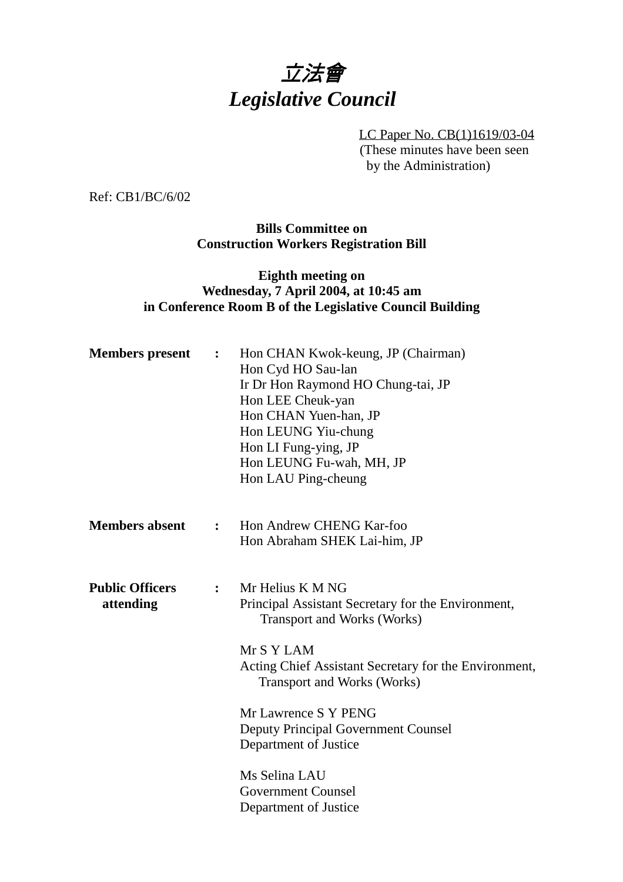# *立法會*
# *Legislative Council*

LC Paper No. CB(1)1619/03-04
(These minutes have been seen by the Administration)

Ref: CB1/BC/6/02

**Bills Committee on**
**Construction Workers Registration Bill**

**Eighth meeting on**
**Wednesday, 7 April 2004, at 10:45 am**
**in Conference Room B of the Legislative Council Building**

**Members present :**
Hon CHAN Kwok-keung, JP (Chairman)
Hon Cyd HO Sau-lan
Ir Dr Hon Raymond HO Chung-tai, JP
Hon LEE Cheuk-yan
Hon CHAN Yuen-han, JP
Hon LEUNG Yiu-chung
Hon LI Fung-ying, JP
Hon LEUNG Fu-wah, MH, JP
Hon LAU Ping-cheung

**Members absent :**
Hon Andrew CHENG Kar-foo
Hon Abraham SHEK Lai-him, JP

**Public Officers attending :**
Mr Helius K M NG
Principal Assistant Secretary for the Environment, Transport and Works (Works)

Mr S Y LAM
Acting Chief Assistant Secretary for the Environment, Transport and Works (Works)

Mr Lawrence S Y PENG
Deputy Principal Government Counsel
Department of Justice

Ms Selina LAU
Government Counsel
Department of Justice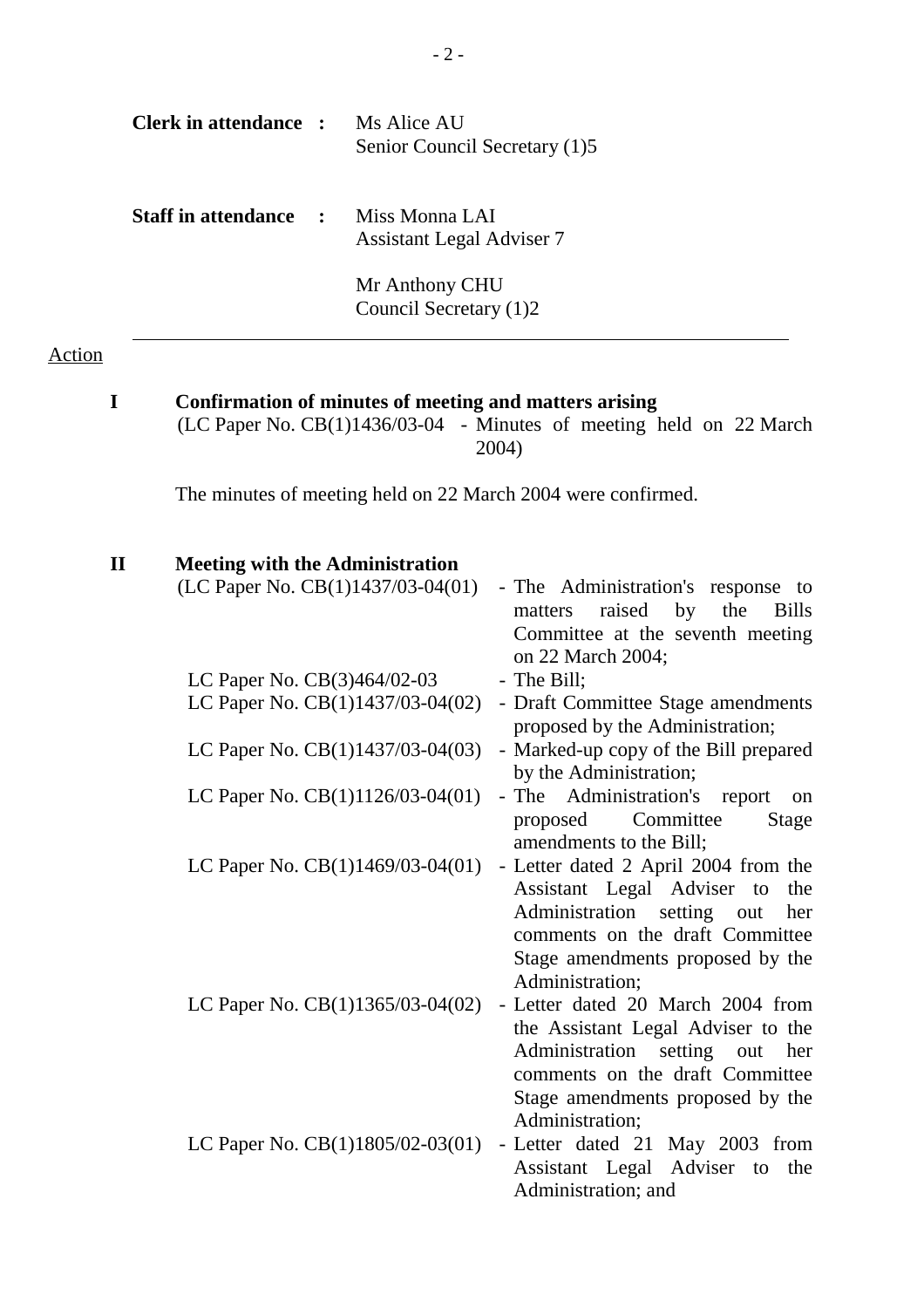**Clerk in attendance :** Ms Alice AU
Senior Council Secretary (1)5

**Staff in attendance :** Miss Monna LAI
Assistant Legal Adviser 7

Mr Anthony CHU
Council Secretary (1)2

---

Action

## I Confirmation of minutes of meeting and matters arising

(LC Paper No. CB(1)1436/03-04 - Minutes of meeting held on 22 March 2004)

The minutes of meeting held on 22 March 2004 were confirmed.

## II Meeting with the Administration

| | |
|---|---|
| (LC Paper No. CB(1)1437/03-04(01) | - The Administration's response to matters raised by the Bills Committee at the seventh meeting on 22 March 2004; |
| LC Paper No. CB(3)464/02-03 | - The Bill; |
| LC Paper No. CB(1)1437/03-04(02) | - Draft Committee Stage amendments proposed by the Administration; |
| LC Paper No. CB(1)1437/03-04(03) | - Marked-up copy of the Bill prepared by the Administration; |
| LC Paper No. CB(1)1126/03-04(01) | - The Administration's report on proposed Committee Stage amendments to the Bill; |
| LC Paper No. CB(1)1469/03-04(01) | - Letter dated 2 April 2004 from the Assistant Legal Adviser to the Administration setting out her comments on the draft Committee Stage amendments proposed by the Administration; |
| LC Paper No. CB(1)1365/03-04(02) | - Letter dated 20 March 2004 from the Assistant Legal Adviser to the Administration setting out her comments on the draft Committee Stage amendments proposed by the Administration; |
| LC Paper No. CB(1)1805/02-03(01) | - Letter dated 21 May 2003 from Assistant Legal Adviser to the Administration; and |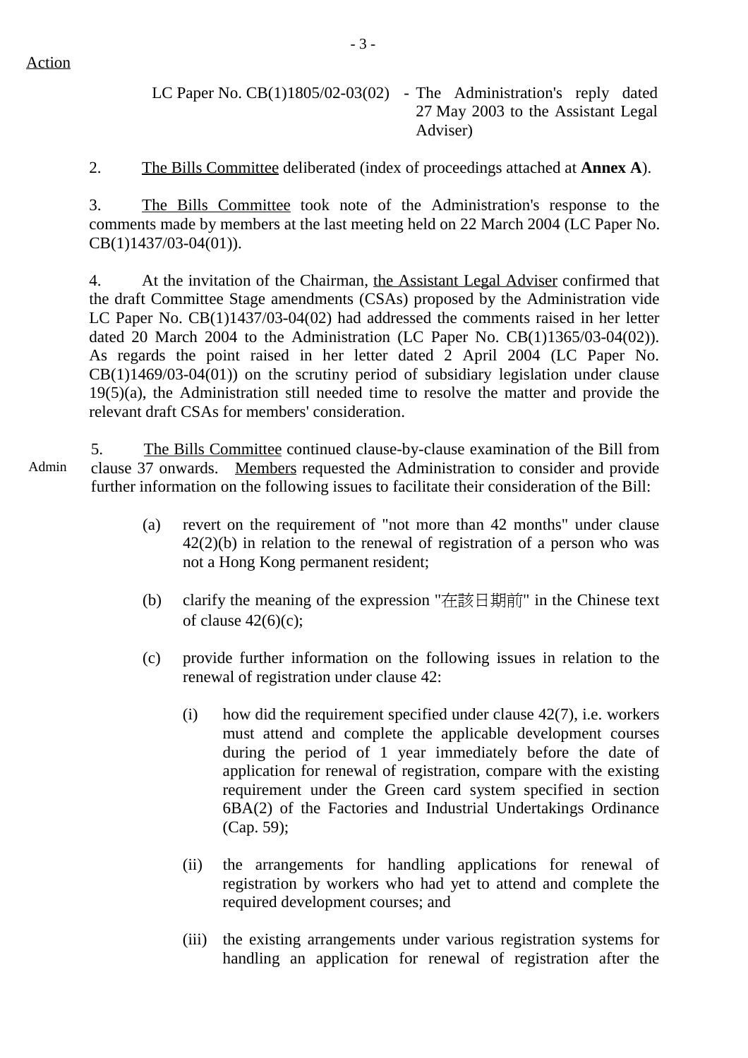Action

LC Paper No. CB(1)1805/02-03(02) - The Administration's reply dated 27 May 2003 to the Assistant Legal Adviser)

2. The Bills Committee deliberated (index of proceedings attached at **Annex A**).

3. The Bills Committee took note of the Administration's response to the comments made by members at the last meeting held on 22 March 2004 (LC Paper No. CB(1)1437/03-04(01)).

4. At the invitation of the Chairman, the Assistant Legal Adviser confirmed that the draft Committee Stage amendments (CSAs) proposed by the Administration vide LC Paper No. CB(1)1437/03-04(02) had addressed the comments raised in her letter dated 20 March 2004 to the Administration (LC Paper No. CB(1)1365/03-04(02)). As regards the point raised in her letter dated 2 April 2004 (LC Paper No. CB(1)1469/03-04(01)) on the scrutiny period of subsidiary legislation under clause 19(5)(a), the Administration still needed time to resolve the matter and provide the relevant draft CSAs for members' consideration.

Admin

5. The Bills Committee continued clause-by-clause examination of the Bill from clause 37 onwards. Members requested the Administration to consider and provide further information on the following issues to facilitate their consideration of the Bill:

(a) revert on the requirement of "not more than 42 months" under clause 42(2)(b) in relation to the renewal of registration of a person who was not a Hong Kong permanent resident;

(b) clarify the meaning of the expression "在該日期前" in the Chinese text of clause 42(6)(c);

(c) provide further information on the following issues in relation to the renewal of registration under clause 42:

(i) how did the requirement specified under clause 42(7), i.e. workers must attend and complete the applicable development courses during the period of 1 year immediately before the date of application for renewal of registration, compare with the existing requirement under the Green card system specified in section 6BA(2) of the Factories and Industrial Undertakings Ordinance (Cap. 59);

(ii) the arrangements for handling applications for renewal of registration by workers who had yet to attend and complete the required development courses; and

(iii) the existing arrangements under various registration systems for handling an application for renewal of registration after the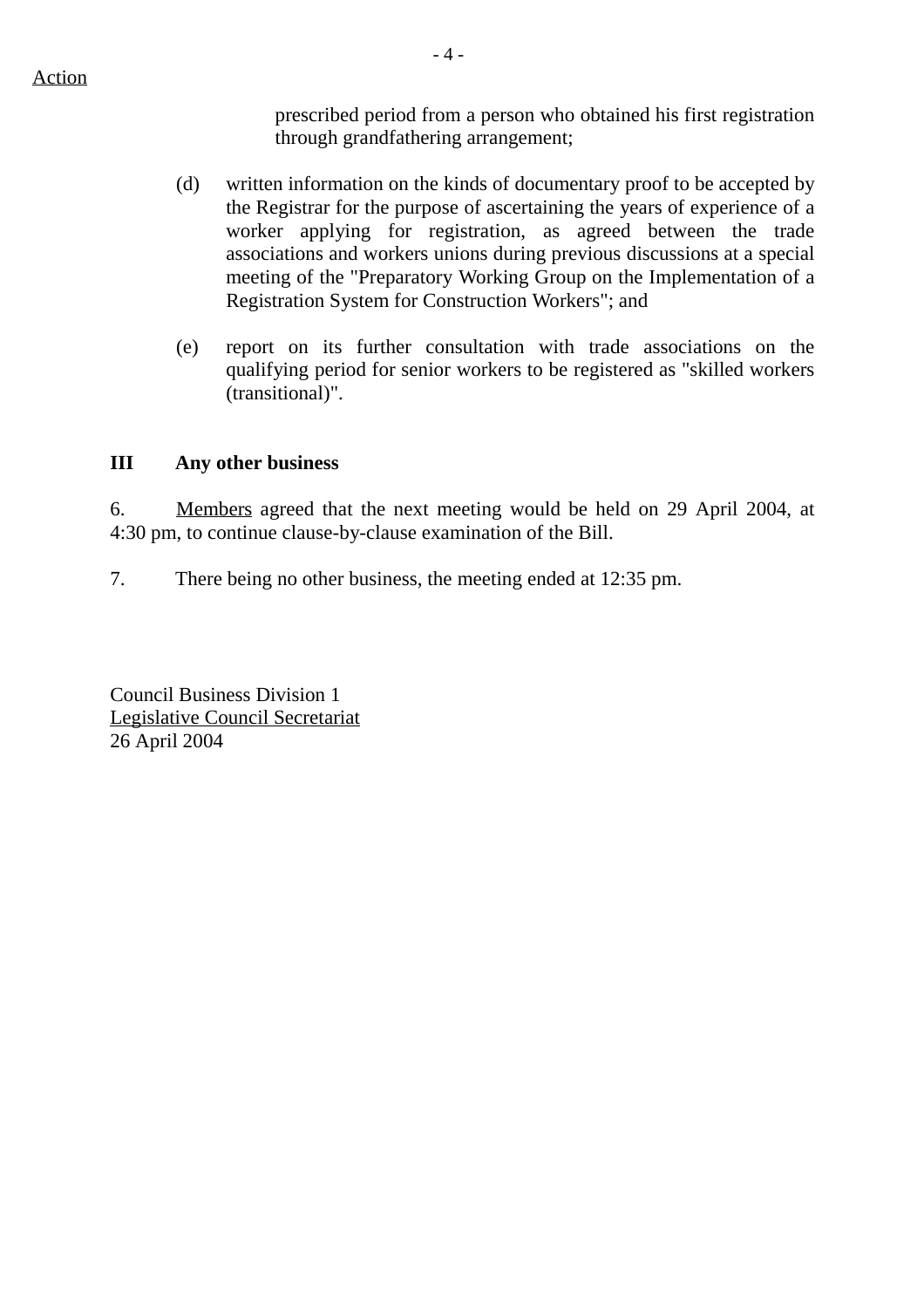Action

prescribed period from a person who obtained his first registration through grandfathering arrangement;

(d) written information on the kinds of documentary proof to be accepted by the Registrar for the purpose of ascertaining the years of experience of a worker applying for registration, as agreed between the trade associations and workers unions during previous discussions at a special meeting of the "Preparatory Working Group on the Implementation of a Registration System for Construction Workers"; and

(e) report on its further consultation with trade associations on the qualifying period for senior workers to be registered as "skilled workers (transitional)".

## III Any other business

6. Members agreed that the next meeting would be held on 29 April 2004, at 4:30 pm, to continue clause-by-clause examination of the Bill.

7. There being no other business, the meeting ended at 12:35 pm.

Council Business Division 1
Legislative Council Secretariat
26 April 2004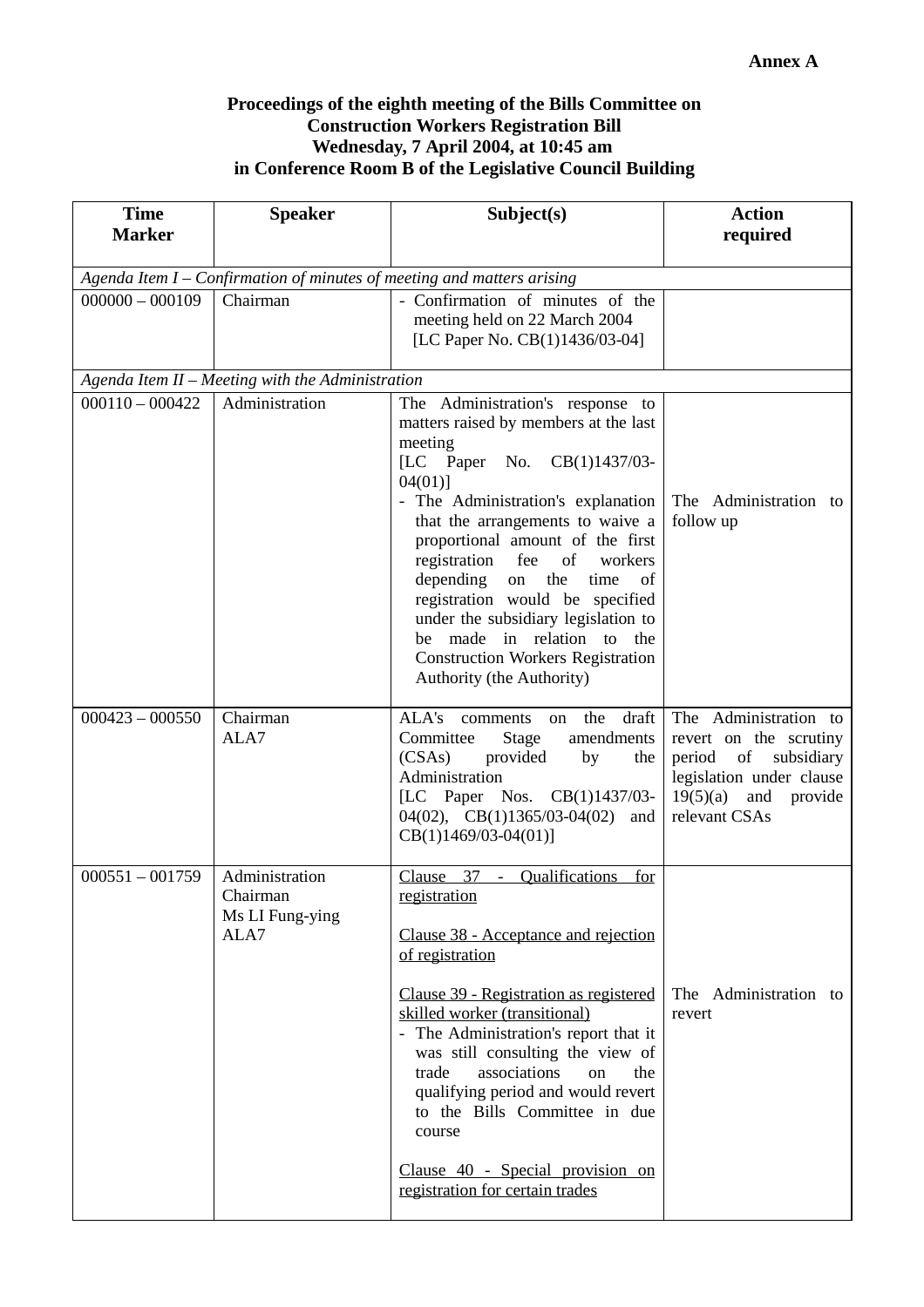**Annex A**

**Proceedings of the eighth meeting of the Bills Committee on Construction Workers Registration Bill Wednesday, 7 April 2004, at 10:45 am in Conference Room B of the Legislative Council Building**

| Time Marker | Speaker | Subject(s) | Action required |
|---|---|---|---|
| *Agenda Item I – Confirmation of minutes of meeting and matters arising* | | | |
| 000000 – 000109 | Chairman | - Confirmation of minutes of the meeting held on 22 March 2004 [LC Paper No. CB(1)1436/03-04] | |
| *Agenda Item II – Meeting with the Administration* | | | |
| 000110 – 000422 | Administration | The Administration's response to matters raised by members at the last meeting [LC Paper No. CB(1)1437/03-04(01)]<br>- The Administration's explanation that the arrangements to waive a proportional amount of the first registration fee of workers depending on the time of registration would be specified under the subsidiary legislation to be made in relation to the Construction Workers Registration Authority (the Authority) | The Administration to follow up |
| 000423 – 000550 | Chairman<br>ALA7 | ALA's comments on the draft Committee Stage amendments (CSAs) provided by the Administration [LC Paper Nos. CB(1)1437/03-04(02), CB(1)1365/03-04(02) and CB(1)1469/03-04(01)] | The Administration to revert on the scrutiny period of subsidiary legislation under clause 19(5)(a) and provide relevant CSAs |
| 000551 – 001759 | Administration<br>Chairman<br>Ms LI Fung-ying<br>ALA7 | <u>Clause 37 - Qualifications for registration</u><br><br><u>Clause 38 - Acceptance and rejection of registration</u><br><br><u>Clause 39 - Registration as registered skilled worker (transitional)</u><br>- The Administration's report that it was still consulting the view of trade associations on the qualifying period and would revert to the Bills Committee in due course<br><br><u>Clause 40 - Special provision on registration for certain trades</u> | The Administration to revert |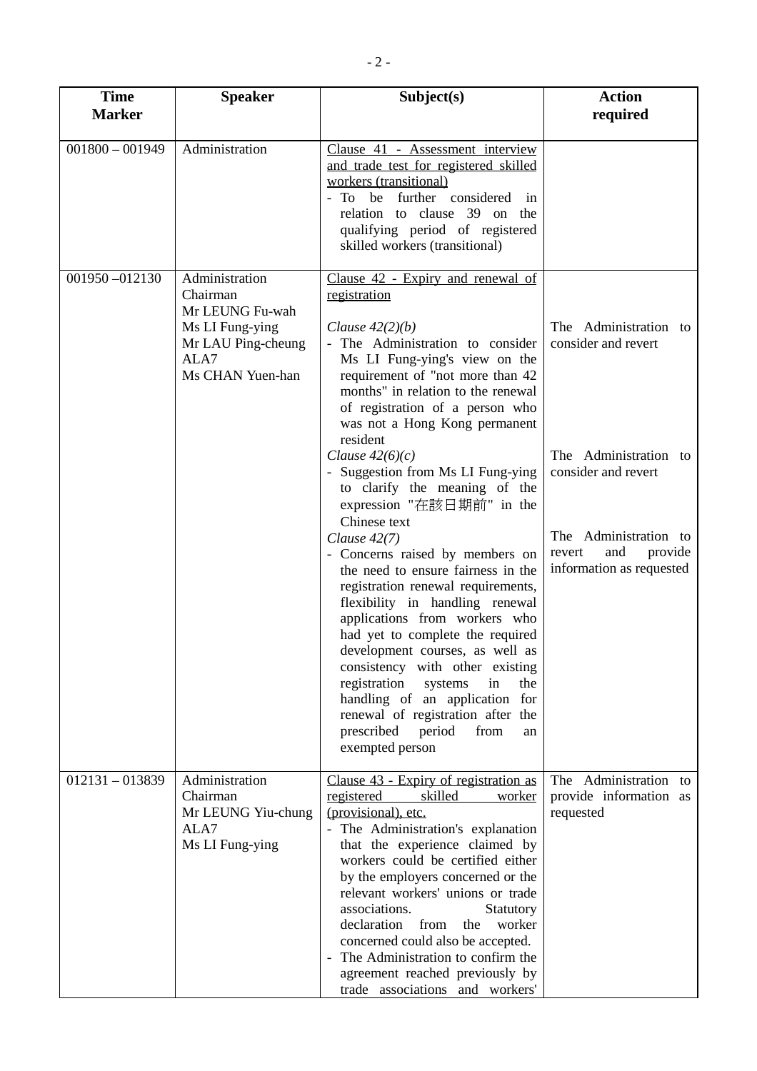| Time Marker | Speaker | Subject(s) | Action required |
|---|---|---|---|
| 001800 – 001949 | Administration | Clause 41 - Assessment interview and trade test for registered skilled workers (transitional)<br>- To be further considered in relation to clause 39 on the qualifying period of registered skilled workers (transitional) | |
| 001950 –012130 | Administration<br>Chairman<br>Mr LEUNG Fu-wah<br>Ms LI Fung-ying<br>Mr LAU Ping-cheung<br>ALA7<br>Ms CHAN Yuen-han | Clause 42 - Expiry and renewal of registration<br><br>*Clause 42(2)(b)*<br>- The Administration to consider Ms LI Fung-ying's view on the requirement of "not more than 42 months" in relation to the renewal of registration of a person who was not a Hong Kong permanent resident<br>*Clause 42(6)(c)*<br>- Suggestion from Ms LI Fung-ying to clarify the meaning of the expression "在該日期前" in the Chinese text<br>*Clause 42(7)*<br>- Concerns raised by members on the need to ensure fairness in the registration renewal requirements, flexibility in handling renewal applications from workers who had yet to complete the required development courses, as well as consistency with other existing registration systems in the handling of an application for renewal of registration after the prescribed period from an exempted person | The Administration to consider and revert<br><br>The Administration to consider and revert<br><br>The Administration to revert and provide information as requested |
| 012131 – 013839 | Administration<br>Chairman<br>Mr LEUNG Yiu-chung<br>ALA7<br>Ms LI Fung-ying | Clause 43 - Expiry of registration as registered skilled worker (provisional), etc.<br>- The Administration's explanation that the experience claimed by workers could be certified either by the employers concerned or the relevant workers' unions or trade associations. Statutory declaration from the worker concerned could also be accepted.<br>- The Administration to confirm the agreement reached previously by trade associations and workers' | The Administration to provide information as requested |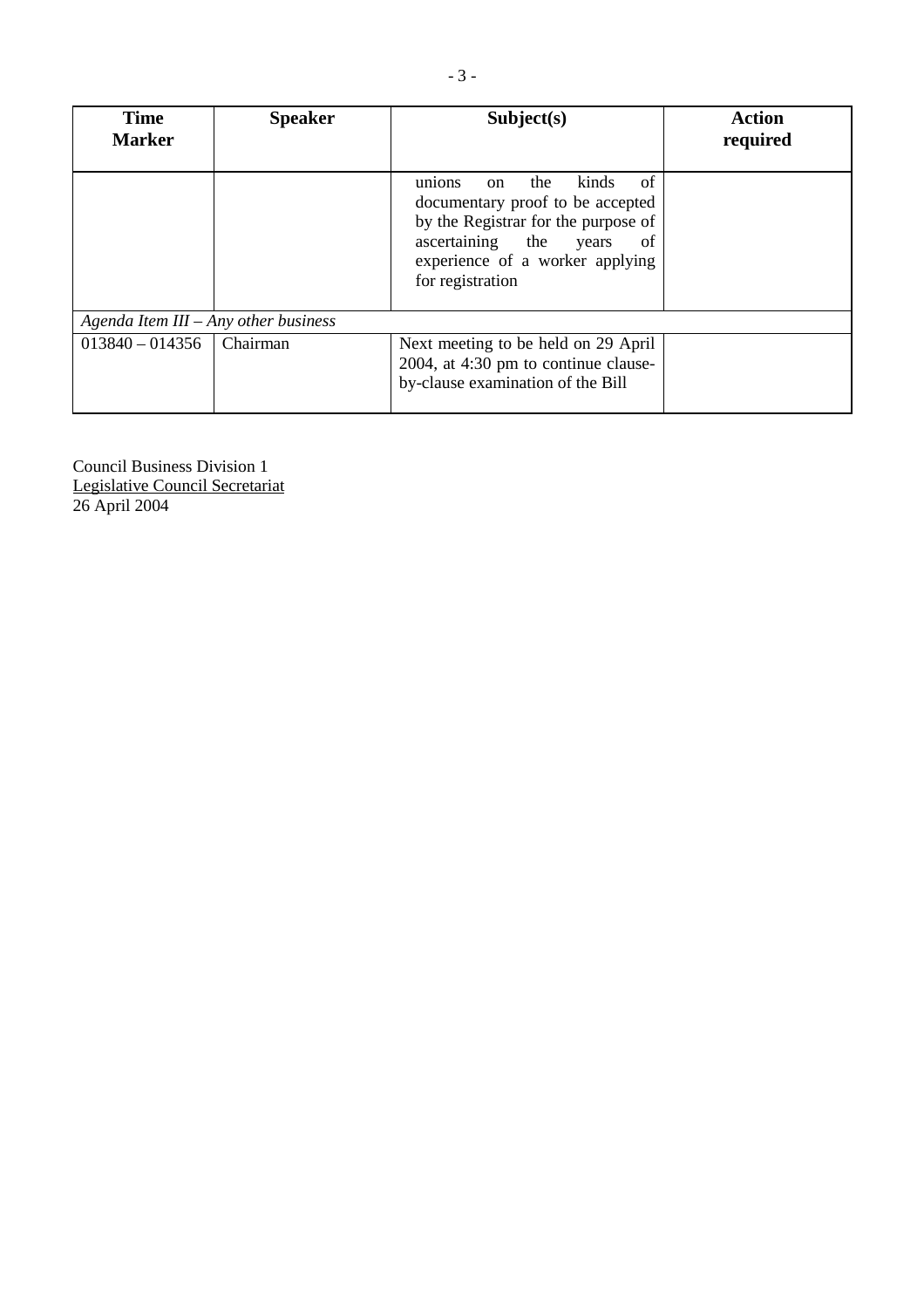| Time Marker | Speaker | Subject(s) | Action required |
|---|---|---|---|
| | | unions on the kinds of documentary proof to be accepted by the Registrar for the purpose of ascertaining the years of experience of a worker applying for registration | |
| *Agenda Item III – Any other business* | | | |
| 013840 – 014356 | Chairman | Next meeting to be held on 29 April 2004, at 4:30 pm to continue clause-by-clause examination of the Bill | |

Council Business Division 1
Legislative Council Secretariat
26 April 2004